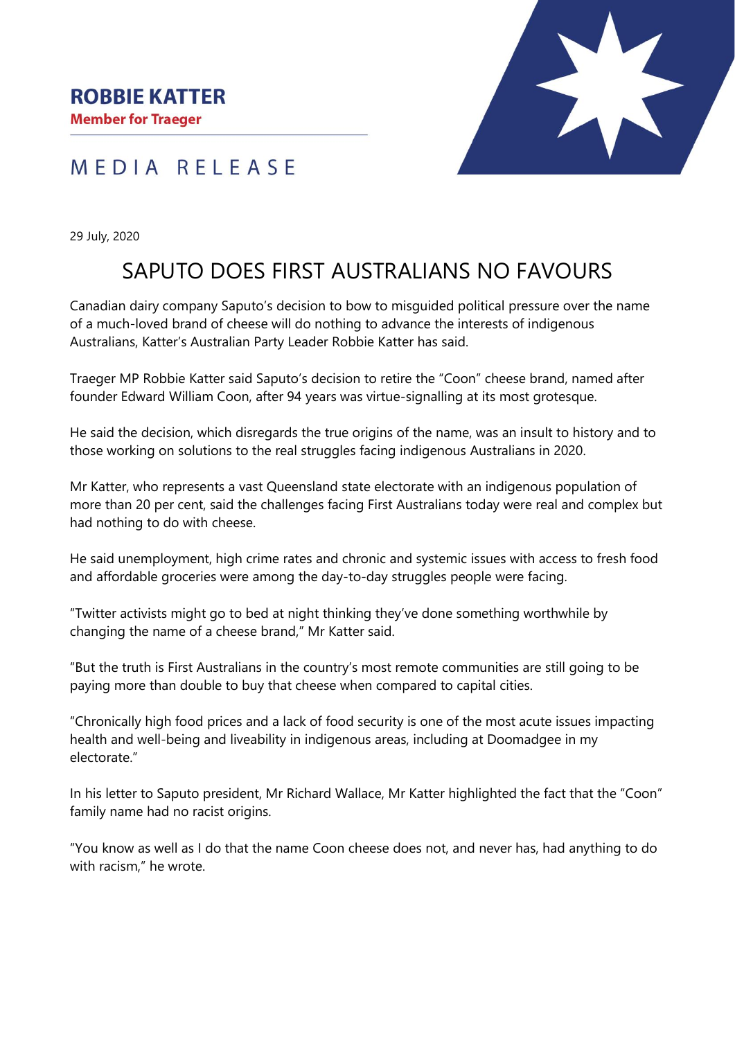**ROBBIE KATTER**
**Member for Traeger**

MEDIA RELEASE

29 July, 2020

# SAPUTO DOES FIRST AUSTRALIANS NO FAVOURS

Canadian dairy company Saputo's decision to bow to misguided political pressure over the name of a much-loved brand of cheese will do nothing to advance the interests of indigenous Australians, Katter's Australian Party Leader Robbie Katter has said.

Traeger MP Robbie Katter said Saputo's decision to retire the "Coon" cheese brand, named after founder Edward William Coon, after 94 years was virtue-signalling at its most grotesque.

He said the decision, which disregards the true origins of the name, was an insult to history and to those working on solutions to the real struggles facing indigenous Australians in 2020.

Mr Katter, who represents a vast Queensland state electorate with an indigenous population of more than 20 per cent, said the challenges facing First Australians today were real and complex but had nothing to do with cheese.

He said unemployment, high crime rates and chronic and systemic issues with access to fresh food and affordable groceries were among the day-to-day struggles people were facing.

"Twitter activists might go to bed at night thinking they've done something worthwhile by changing the name of a cheese brand," Mr Katter said.

"But the truth is First Australians in the country's most remote communities are still going to be paying more than double to buy that cheese when compared to capital cities.

"Chronically high food prices and a lack of food security is one of the most acute issues impacting health and well-being and liveability in indigenous areas, including at Doomadgee in my electorate."

In his letter to Saputo president, Mr Richard Wallace, Mr Katter highlighted the fact that the "Coon" family name had no racist origins.

"You know as well as I do that the name Coon cheese does not, and never has, had anything to do with racism," he wrote.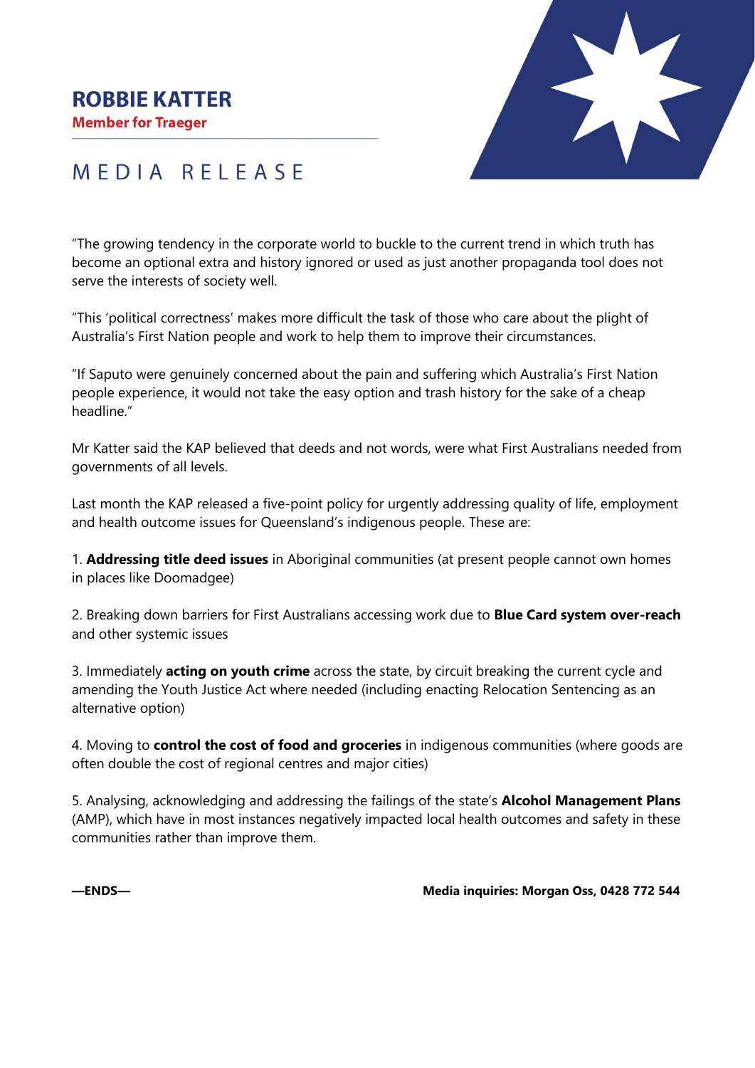# ROBBIE KATTER

**Member for Traeger**

## MEDIA RELEASE

"The growing tendency in the corporate world to buckle to the current trend in which truth has become an optional extra and history ignored or used as just another propaganda tool does not serve the interests of society well.

"This 'political correctness' makes more difficult the task of those who care about the plight of Australia's First Nation people and work to help them to improve their circumstances.

"If Saputo were genuinely concerned about the pain and suffering which Australia's First Nation people experience, it would not take the easy option and trash history for the sake of a cheap headline."

Mr Katter said the KAP believed that deeds and not words, were what First Australians needed from governments of all levels.

Last month the KAP released a five-point policy for urgently addressing quality of life, employment and health outcome issues for Queensland's indigenous people. These are:

1. **Addressing title deed issues** in Aboriginal communities (at present people cannot own homes in places like Doomadgee)

2. Breaking down barriers for First Australians accessing work due to **Blue Card system over-reach** and other systemic issues

3. Immediately **acting on youth crime** across the state, by circuit breaking the current cycle and amending the Youth Justice Act where needed (including enacting Relocation Sentencing as an alternative option)

4. Moving to **control the cost of food and groceries** in indigenous communities (where goods are often double the cost of regional centres and major cities)

5. Analysing, acknowledging and addressing the failings of the state's **Alcohol Management Plans** (AMP), which have in most instances negatively impacted local health outcomes and safety in these communities rather than improve them.

**—ENDS—**

**Media inquiries: Morgan Oss, 0428 772 544**